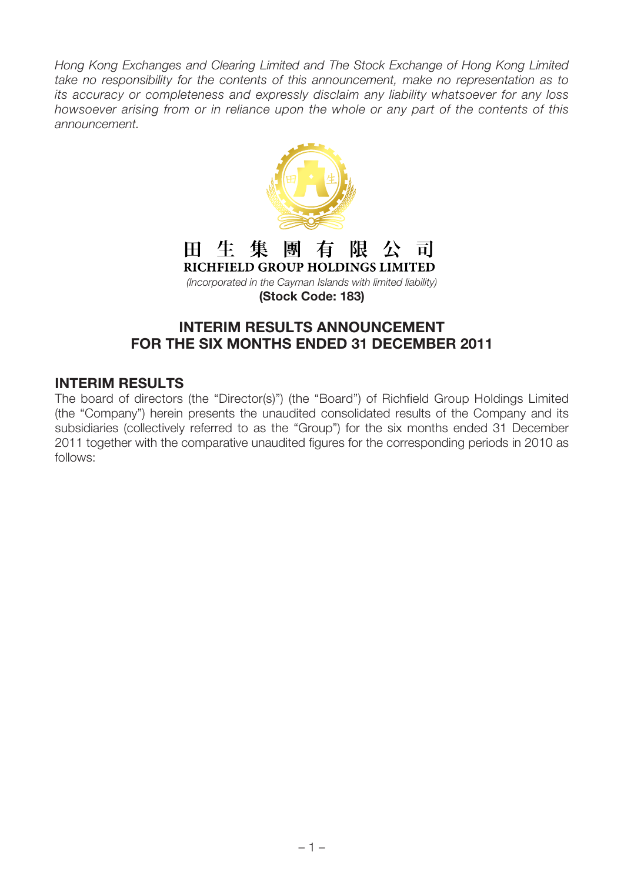*Hong Kong Exchanges and Clearing Limited and The Stock Exchange of Hong Kong Limited take no responsibility for the contents of this announcement, make no representation as to its accuracy or completeness and expressly disclaim any liability whatsoever for any loss howsoever arising from or in reliance upon the whole or any part of the contents of this announcement.*

**田 生 集 團 有 限 公 司**

**RICHFIELD GROUP HOLDINGS LIMITED**

*(Incorporated in the Cayman Islands with limited liability)*

**(Stock Code: 183)**

# INTERIM RESULTS ANNOUNCEMENT FOR THE SIX MONTHS ENDED 31 DECEMBER 2011

## INTERIM RESULTS

The board of directors (the "Director(s)") (the "Board") of Richfield Group Holdings Limited (the "Company") herein presents the unaudited consolidated results of the Company and its subsidiaries (collectively referred to as the "Group") for the six months ended 31 December 2011 together with the comparative unaudited figures for the corresponding periods in 2010 as follows: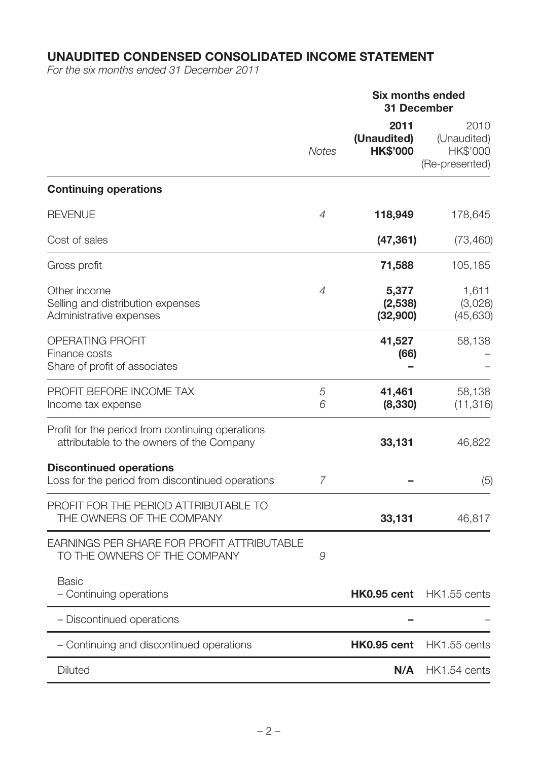# UNAUDITED CONDENSED CONSOLIDATED INCOME STATEMENT

*For the six months ended 31 December 2011*

| | Notes | Six months ended 31 December 2011 (Unaudited) HK$'000 | 2010 (Unaudited) HK$'000 (Re-presented) |
|---|---|---|---|
| **Continuing operations** | | | |
| REVENUE | *4* | **118,949** | 178,645 |
| Cost of sales | | **(47,361)** | (73,460) |
| Gross profit | | **71,588** | 105,185 |
| Other income | *4* | **5,377** | 1,611 |
| Selling and distribution expenses | | **(2,538)** | (3,028) |
| Administrative expenses | | **(32,900)** | (45,630) |
| OPERATING PROFIT | | **41,527** | 58,138 |
| Finance costs | | **(66)** | – |
| Share of profit of associates | | **–** | – |
| PROFIT BEFORE INCOME TAX | *5* | **41,461** | 58,138 |
| Income tax expense | *6* | **(8,330)** | (11,316) |
| Profit for the period from continuing operations attributable to the owners of the Company | | **33,131** | 46,822 |
| **Discontinued operations** | | | |
| Loss for the period from discontinued operations | *7* | **–** | (5) |
| PROFIT FOR THE PERIOD ATTRIBUTABLE TO THE OWNERS OF THE COMPANY | | **33,131** | 46,817 |
| EARNINGS PER SHARE FOR PROFIT ATTRIBUTABLE TO THE OWNERS OF THE COMPANY | *9* | | |
| Basic | | | |
| – Continuing operations | | **HK0.95 cent** | HK1.55 cents |
| – Discontinued operations | | **–** | – |
| – Continuing and discontinued operations | | **HK0.95 cent** | HK1.55 cents |
| Diluted | | **N/A** | HK1.54 cents |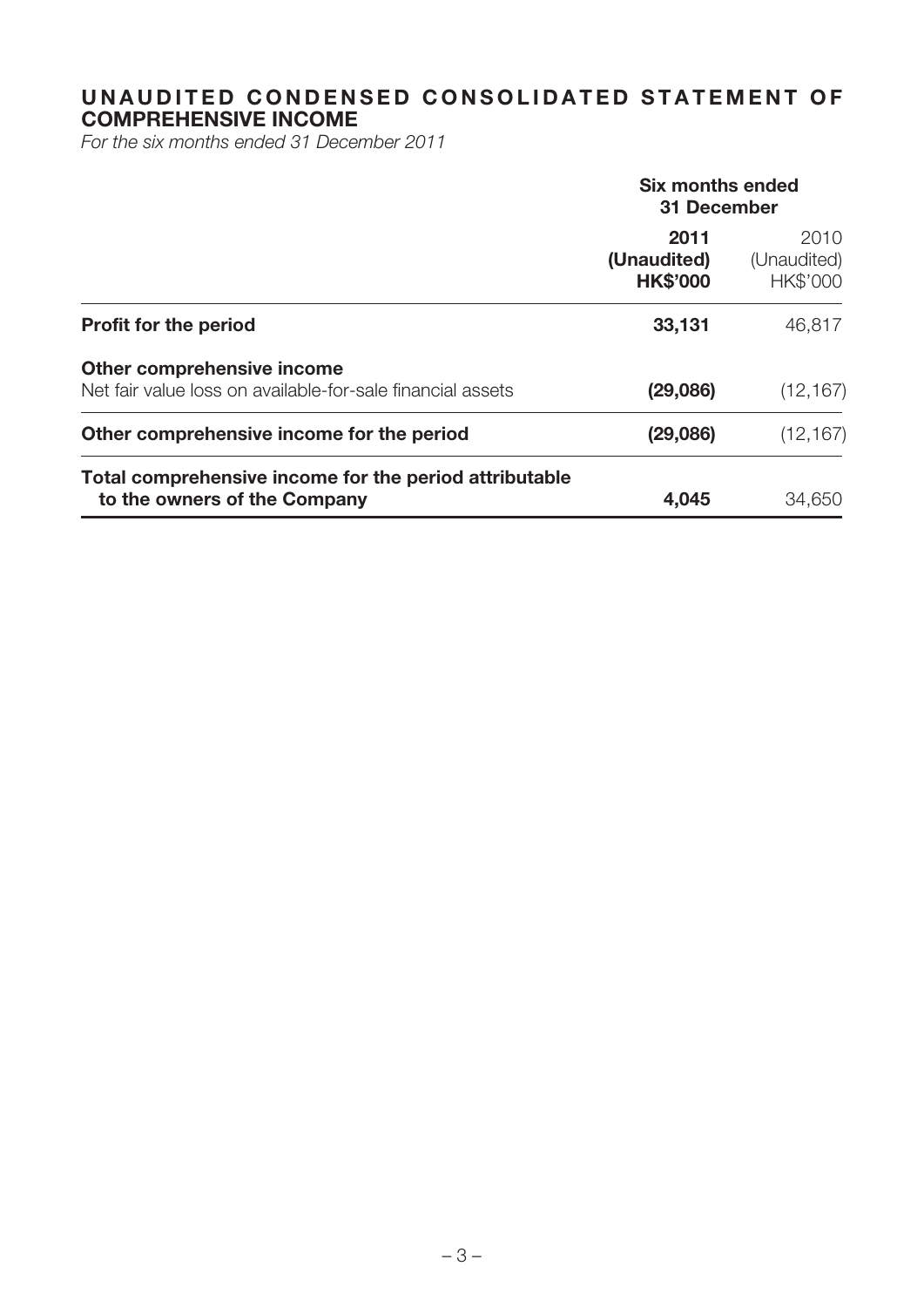# UNAUDITED CONDENSED CONSOLIDATED STATEMENT OF COMPREHENSIVE INCOME

*For the six months ended 31 December 2011*

| | Six months ended 31 December | |
|---|---|---|
| | **2011 (Unaudited) HK$'000** | 2010 (Unaudited) HK$'000 |
| **Profit for the period** | **33,131** | 46,817 |
| **Other comprehensive income** | | |
| Net fair value loss on available-for-sale financial assets | **(29,086)** | (12,167) |
| **Other comprehensive income for the period** | **(29,086)** | (12,167) |
| **Total comprehensive income for the period attributable to the owners of the Company** | **4,045** | 34,650 |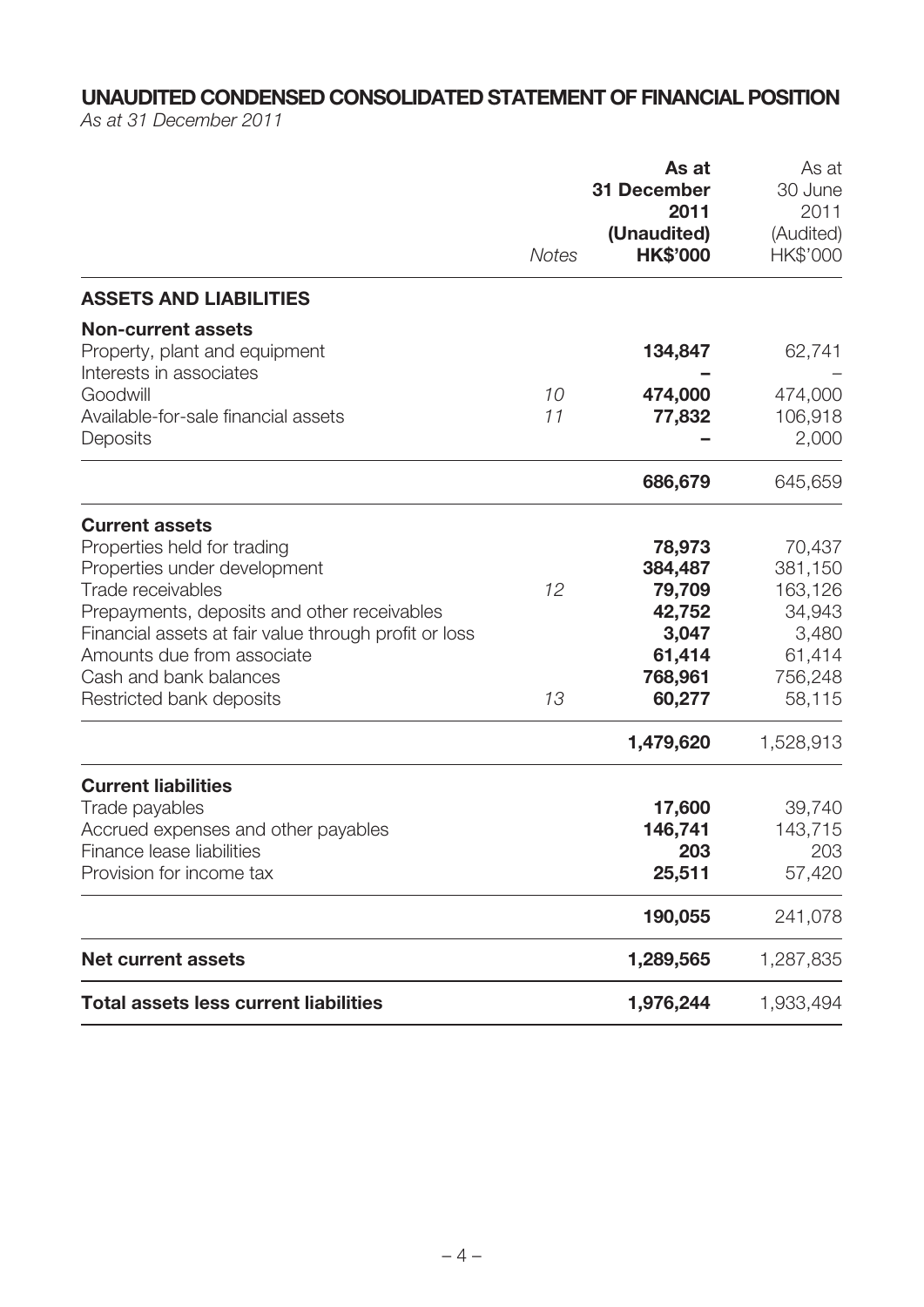## UNAUDITED CONDENSED CONSOLIDATED STATEMENT OF FINANCIAL POSITION

*As at 31 December 2011*

| | *Notes* | **As at 31 December 2011 (Unaudited) HK$'000** | As at 30 June 2011 (Audited) HK$'000 |
|---|---|---|---|
| **ASSETS AND LIABILITIES** | | | |
| **Non-current assets** | | | |
| Property, plant and equipment | | **134,847** | 62,741 |
| Interests in associates | | **–** | – |
| Goodwill | 10 | **474,000** | 474,000 |
| Available-for-sale financial assets | 11 | **77,832** | 106,918 |
| Deposits | | **–** | 2,000 |
| | | **686,679** | 645,659 |
| **Current assets** | | | |
| Properties held for trading | | **78,973** | 70,437 |
| Properties under development | | **384,487** | 381,150 |
| Trade receivables | 12 | **79,709** | 163,126 |
| Prepayments, deposits and other receivables | | **42,752** | 34,943 |
| Financial assets at fair value through profit or loss | | **3,047** | 3,480 |
| Amounts due from associate | | **61,414** | 61,414 |
| Cash and bank balances | | **768,961** | 756,248 |
| Restricted bank deposits | 13 | **60,277** | 58,115 |
| | | **1,479,620** | 1,528,913 |
| **Current liabilities** | | | |
| Trade payables | | **17,600** | 39,740 |
| Accrued expenses and other payables | | **146,741** | 143,715 |
| Finance lease liabilities | | **203** | 203 |
| Provision for income tax | | **25,511** | 57,420 |
| | | **190,055** | 241,078 |
| **Net current assets** | | **1,289,565** | 1,287,835 |
| **Total assets less current liabilities** | | **1,976,244** | 1,933,494 |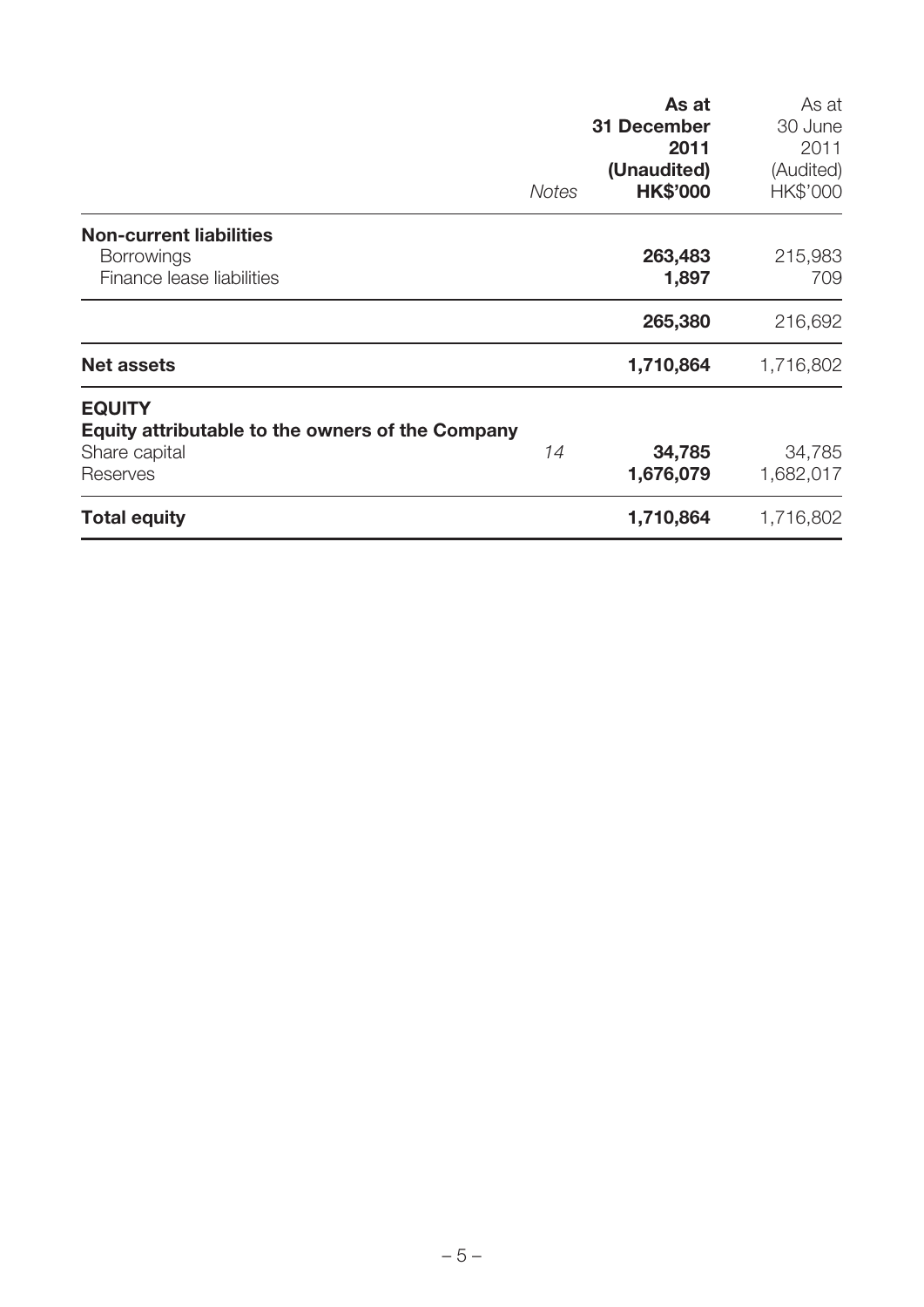| | Notes | **As at 31 December 2011 (Unaudited) HK$'000** | As at 30 June 2011 (Audited) HK$'000 |
|---|---|---|---|
| **Non-current liabilities** | | | |
| Borrowings | | **263,483** | 215,983 |
| Finance lease liabilities | | **1,897** | 709 |
| | | **265,380** | 216,692 |
| **Net assets** | | **1,710,864** | 1,716,802 |
| **EQUITY** | | | |
| **Equity attributable to the owners of the Company** | | | |
| Share capital | *14* | **34,785** | 34,785 |
| Reserves | | **1,676,079** | 1,682,017 |
| **Total equity** | | **1,710,864** | 1,716,802 |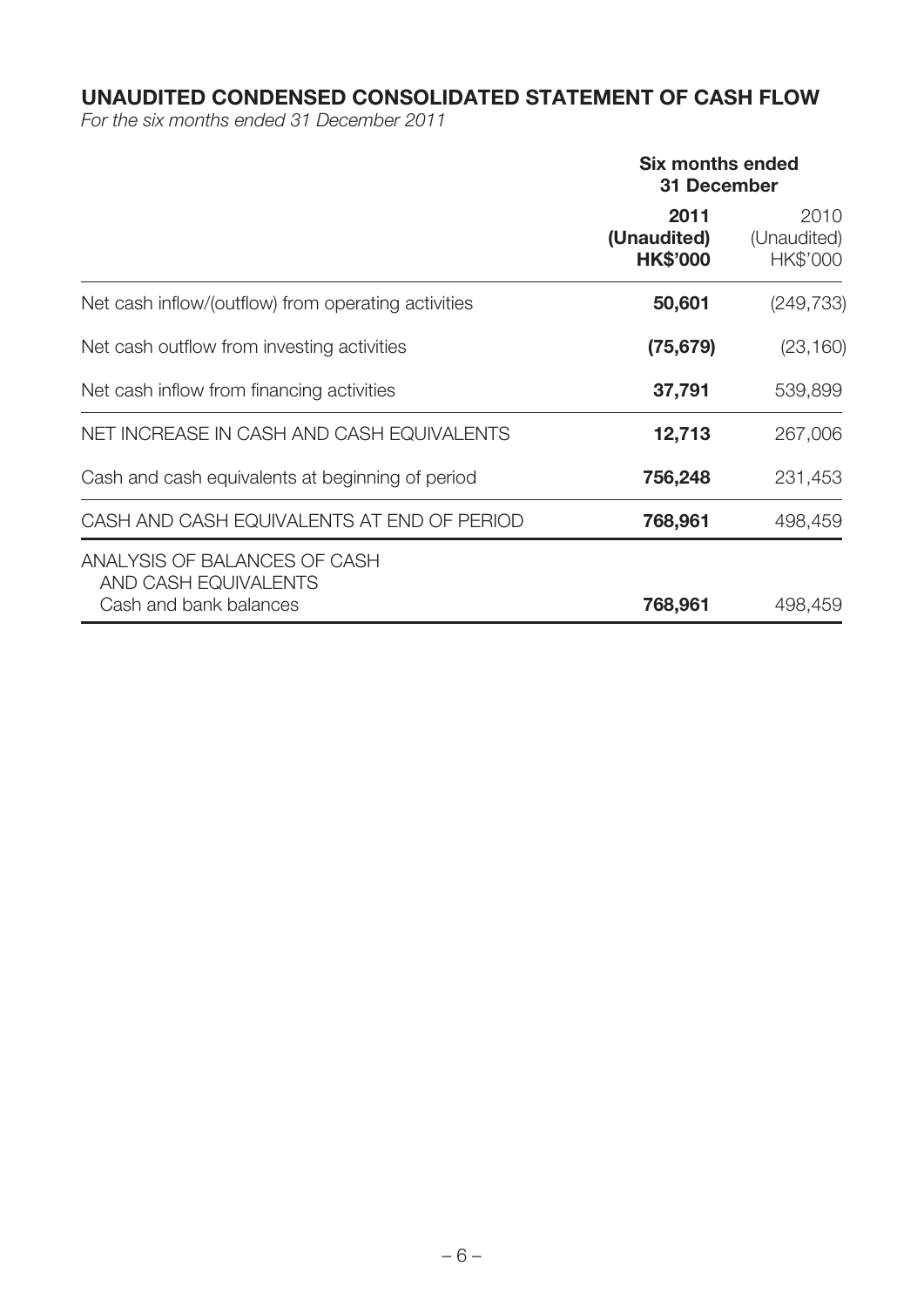## UNAUDITED CONDENSED CONSOLIDATED STATEMENT OF CASH FLOW

*For the six months ended 31 December 2011*

| | Six months ended 31 December | |
|---|---|---|
| | **2011 (Unaudited) HK$'000** | 2010 (Unaudited) HK$'000 |
| Net cash inflow/(outflow) from operating activities | **50,601** | (249,733) |
| Net cash outflow from investing activities | **(75,679)** | (23,160) |
| Net cash inflow from financing activities | **37,791** | 539,899 |
| NET INCREASE IN CASH AND CASH EQUIVALENTS | **12,713** | 267,006 |
| Cash and cash equivalents at beginning of period | **756,248** | 231,453 |
| CASH AND CASH EQUIVALENTS AT END OF PERIOD | **768,961** | 498,459 |
| ANALYSIS OF BALANCES OF CASH AND CASH EQUIVALENTS | | |
| Cash and bank balances | **768,961** | 498,459 |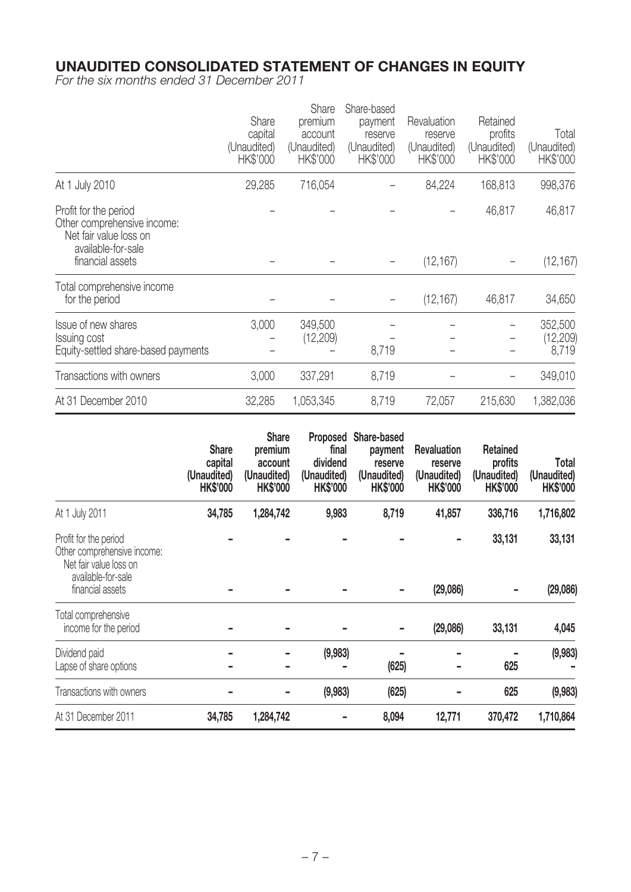# UNAUDITED CONSOLIDATED STATEMENT OF CHANGES IN EQUITY

*For the six months ended 31 December 2011*

| | Share capital (Unaudited) HK$'000 | Share premium account (Unaudited) HK$'000 | Share-based payment reserve (Unaudited) HK$'000 | Revaluation reserve (Unaudited) HK$'000 | Retained profits (Unaudited) HK$'000 | Total (Unaudited) HK$'000 |
|---|---|---|---|---|---|---|
| At 1 July 2010 | 29,285 | 716,054 | – | 84,224 | 168,813 | 998,376 |
| Profit for the period | – | – | – | – | 46,817 | 46,817 |
| Other comprehensive income: Net fair value loss on available-for-sale financial assets | – | – | – | (12,167) | – | (12,167) |
| Total comprehensive income for the period | – | – | – | (12,167) | 46,817 | 34,650 |
| Issue of new shares | 3,000 | 349,500 | – | – | – | 352,500 |
| Issuing cost | – | (12,209) | – | – | – | (12,209) |
| Equity-settled share-based payments | – | – | 8,719 | – | – | 8,719 |
| Transactions with owners | 3,000 | 337,291 | 8,719 | – | – | 349,010 |
| At 31 December 2010 | 32,285 | 1,053,345 | 8,719 | 72,057 | 215,630 | 1,382,036 |

| | **Share capital (Unaudited) HK$'000** | **Share premium account (Unaudited) HK$'000** | **Proposed final dividend (Unaudited) HK$'000** | **Share-based payment reserve (Unaudited) HK$'000** | **Revaluation reserve (Unaudited) HK$'000** | **Retained profits (Unaudited) HK$'000** | **Total (Unaudited) HK$'000** |
|---|---|---|---|---|---|---|---|
| At 1 July 2011 | **34,785** | **1,284,742** | **9,983** | **8,719** | **41,857** | **336,716** | **1,716,802** |
| Profit for the period | **–** | **–** | **–** | **–** | **–** | **33,131** | **33,131** |
| Other comprehensive income: Net fair value loss on available-for-sale financial assets | **–** | **–** | **–** | **–** | **(29,086)** | **–** | **(29,086)** |
| Total comprehensive income for the period | **–** | **–** | **–** | **–** | **(29,086)** | **33,131** | **4,045** |
| Dividend paid | **–** | **–** | **(9,983)** | **–** | **–** | **–** | **(9,983)** |
| Lapse of share options | **–** | **–** | **–** | **(625)** | **–** | **625** | **–** |
| Transactions with owners | **–** | **–** | **(9,983)** | **(625)** | **–** | **625** | **(9,983)** |
| At 31 December 2011 | **34,785** | **1,284,742** | **–** | **8,094** | **12,771** | **370,472** | **1,710,864** |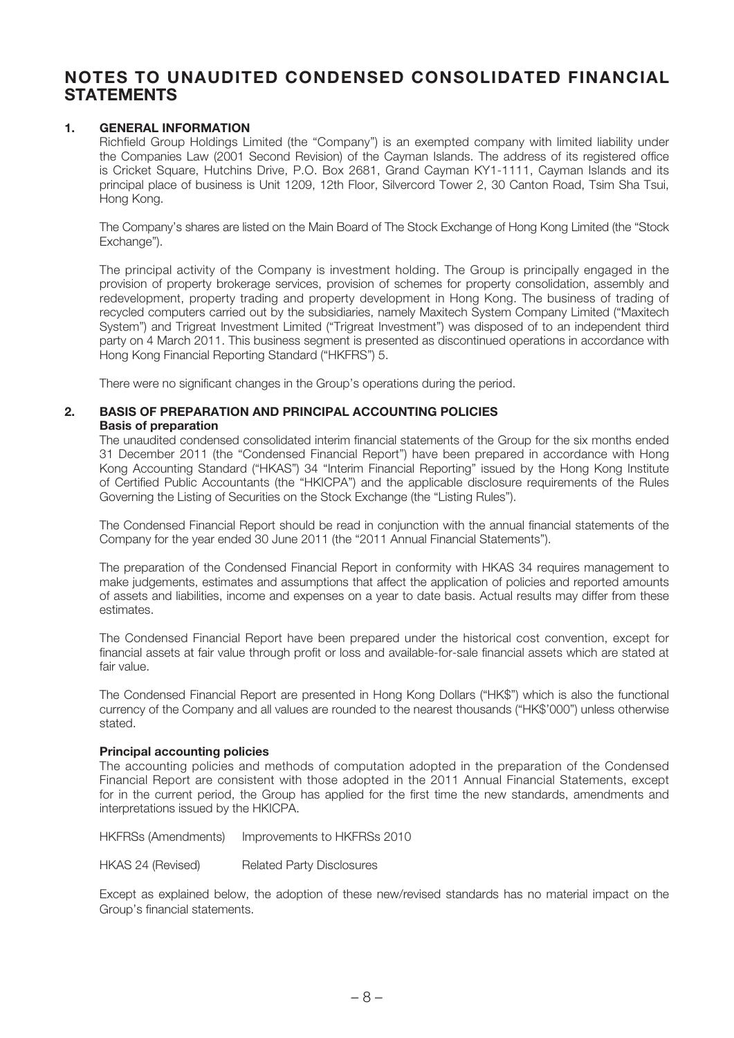# NOTES TO UNAUDITED CONDENSED CONSOLIDATED FINANCIAL STATEMENTS

## 1. GENERAL INFORMATION

Richfield Group Holdings Limited (the "Company") is an exempted company with limited liability under the Companies Law (2001 Second Revision) of the Cayman Islands. The address of its registered office is Cricket Square, Hutchins Drive, P.O. Box 2681, Grand Cayman KY1-1111, Cayman Islands and its principal place of business is Unit 1209, 12th Floor, Silvercord Tower 2, 30 Canton Road, Tsim Sha Tsui, Hong Kong.

The Company's shares are listed on the Main Board of The Stock Exchange of Hong Kong Limited (the "Stock Exchange").

The principal activity of the Company is investment holding. The Group is principally engaged in the provision of property brokerage services, provision of schemes for property consolidation, assembly and redevelopment, property trading and property development in Hong Kong. The business of trading of recycled computers carried out by the subsidiaries, namely Maxitech System Company Limited ("Maxitech System") and Trigreat Investment Limited ("Trigreat Investment") was disposed of to an independent third party on 4 March 2011. This business segment is presented as discontinued operations in accordance with Hong Kong Financial Reporting Standard ("HKFRS") 5.

There were no significant changes in the Group's operations during the period.

## 2. BASIS OF PREPARATION AND PRINCIPAL ACCOUNTING POLICIES

**Basis of preparation**

The unaudited condensed consolidated interim financial statements of the Group for the six months ended 31 December 2011 (the "Condensed Financial Report") have been prepared in accordance with Hong Kong Accounting Standard ("HKAS") 34 "Interim Financial Reporting" issued by the Hong Kong Institute of Certified Public Accountants (the "HKICPA") and the applicable disclosure requirements of the Rules Governing the Listing of Securities on the Stock Exchange (the "Listing Rules").

The Condensed Financial Report should be read in conjunction with the annual financial statements of the Company for the year ended 30 June 2011 (the "2011 Annual Financial Statements").

The preparation of the Condensed Financial Report in conformity with HKAS 34 requires management to make judgements, estimates and assumptions that affect the application of policies and reported amounts of assets and liabilities, income and expenses on a year to date basis. Actual results may differ from these estimates.

The Condensed Financial Report have been prepared under the historical cost convention, except for financial assets at fair value through profit or loss and available-for-sale financial assets which are stated at fair value.

The Condensed Financial Report are presented in Hong Kong Dollars ("HK$") which is also the functional currency of the Company and all values are rounded to the nearest thousands ("HK$'000") unless otherwise stated.

**Principal accounting policies**

The accounting policies and methods of computation adopted in the preparation of the Condensed Financial Report are consistent with those adopted in the 2011 Annual Financial Statements, except for in the current period, the Group has applied for the first time the new standards, amendments and interpretations issued by the HKICPA.

| | |
|---|---|
| HKFRSs (Amendments) | Improvements to HKFRSs 2010 |
| HKAS 24 (Revised) | Related Party Disclosures |

Except as explained below, the adoption of these new/revised standards has no material impact on the Group's financial statements.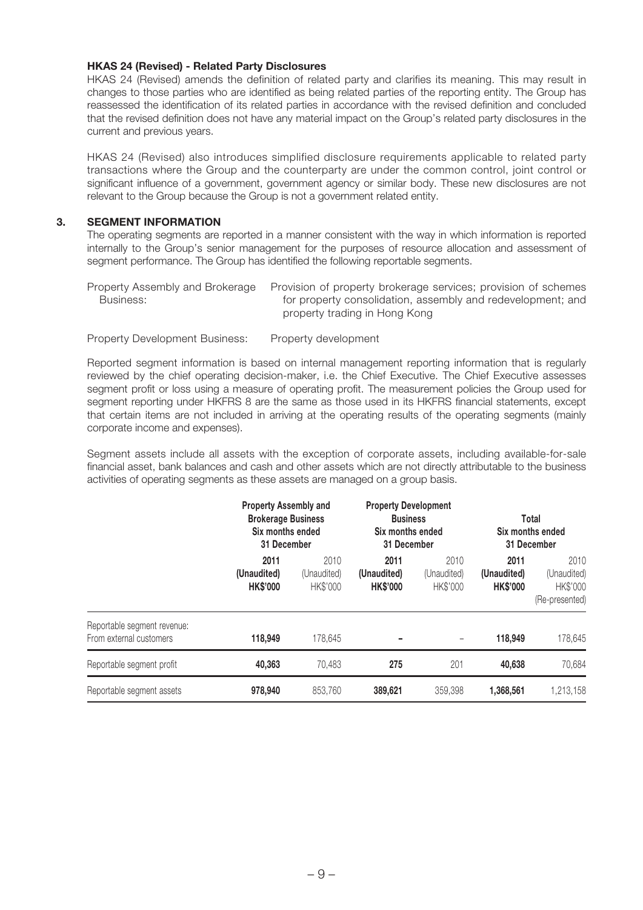**HKAS 24 (Revised) - Related Party Disclosures**

HKAS 24 (Revised) amends the definition of related party and clarifies its meaning. This may result in changes to those parties who are identified as being related parties of the reporting entity. The Group has reassessed the identification of its related parties in accordance with the revised definition and concluded that the revised definition does not have any material impact on the Group's related party disclosures in the current and previous years.

HKAS 24 (Revised) also introduces simplified disclosure requirements applicable to related party transactions where the Group and the counterparty are under the common control, joint control or significant influence of a government, government agency or similar body. These new disclosures are not relevant to the Group because the Group is not a government related entity.

## 3. SEGMENT INFORMATION

The operating segments are reported in a manner consistent with the way in which information is reported internally to the Group's senior management for the purposes of resource allocation and assessment of segment performance. The Group has identified the following reportable segments.

| | |
|---|---|
| Property Assembly and Brokerage Business: | Provision of property brokerage services; provision of schemes for property consolidation, assembly and redevelopment; and property trading in Hong Kong |
| Property Development Business: | Property development |

Reported segment information is based on internal management reporting information that is regularly reviewed by the chief operating decision-maker, i.e. the Chief Executive. The Chief Executive assesses segment profit or loss using a measure of operating profit. The measurement policies the Group used for segment reporting under HKFRS 8 are the same as those used in its HKFRS financial statements, except that certain items are not included in arriving at the operating results of the operating segments (mainly corporate income and expenses).

Segment assets include all assets with the exception of corporate assets, including available-for-sale financial asset, bank balances and cash and other assets which are not directly attributable to the business activities of operating segments as these assets are managed on a group basis.

| | **Property Assembly and Brokerage Business Six months ended 31 December** | | **Property Development Business Six months ended 31 December** | | **Total Six months ended 31 December** | |
|---|---|---|---|---|---|---|
| | **2011 (Unaudited) HK$'000** | 2010 (Unaudited) HK$'000 | **2011 (Unaudited) HK$'000** | 2010 (Unaudited) HK$'000 | **2011 (Unaudited) HK$'000** | 2010 (Unaudited) HK$'000 (Re-presented) |
| Reportable segment revenue: From external customers | **118,949** | 178,645 | **–** | – | **118,949** | 178,645 |
| Reportable segment profit | **40,363** | 70,483 | **275** | 201 | **40,638** | 70,684 |
| Reportable segment assets | **978,940** | 853,760 | **389,621** | 359,398 | **1,368,561** | 1,213,158 |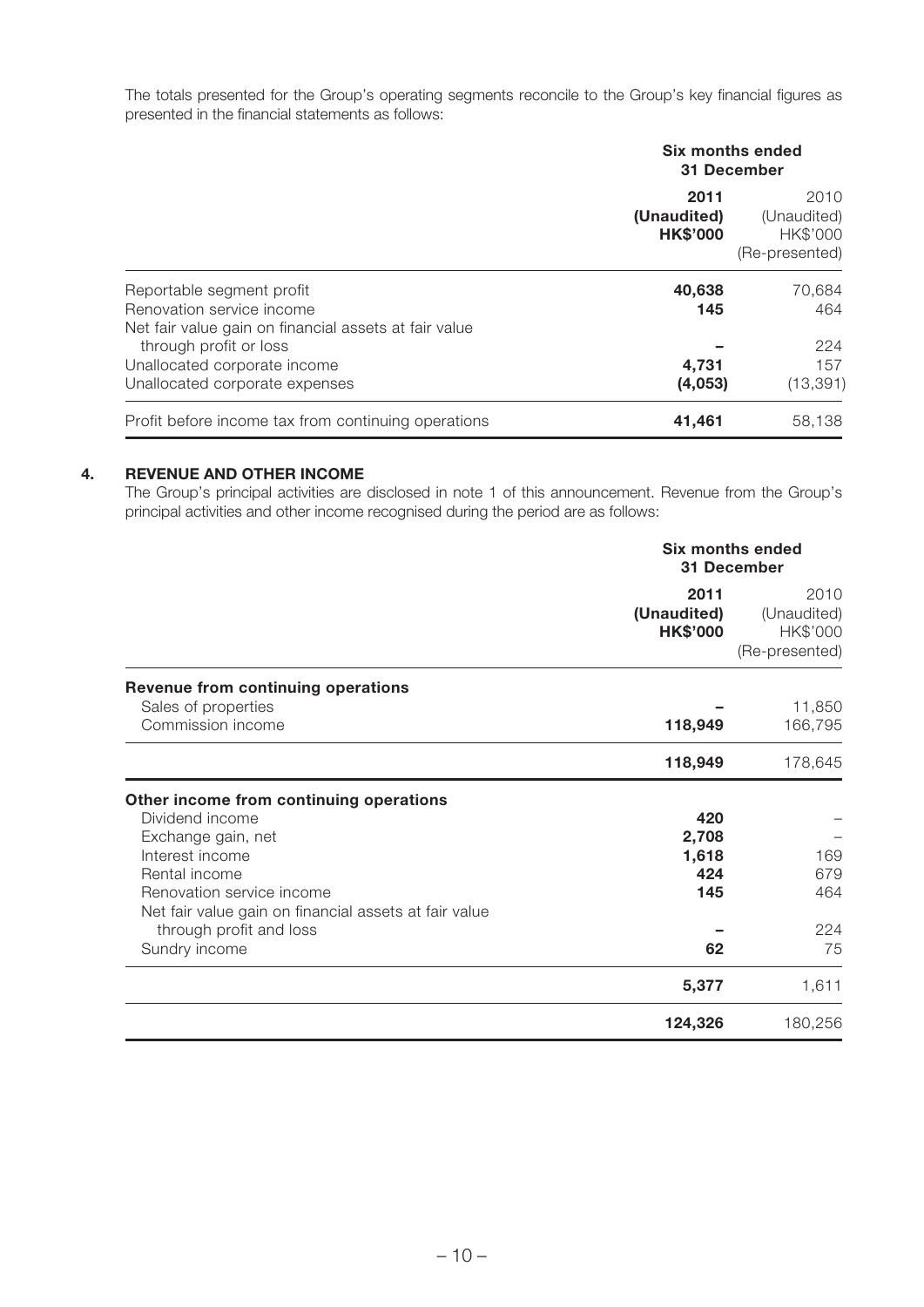The totals presented for the Group's operating segments reconcile to the Group's key financial figures as presented in the financial statements as follows:

| | Six months ended 31 December | |
|---|---|---|
| | **2011** **(Unaudited)** **HK$'000** | 2010 (Unaudited) HK$'000 (Re-presented) |
| Reportable segment profit | **40,638** | 70,684 |
| Renovation service income | **145** | 464 |
| Net fair value gain on financial assets at fair value through profit or loss | **–** | 224 |
| Unallocated corporate income | **4,731** | 157 |
| Unallocated corporate expenses | **(4,053)** | (13,391) |
| Profit before income tax from continuing operations | **41,461** | 58,138 |

## 4. REVENUE AND OTHER INCOME

The Group's principal activities are disclosed in note 1 of this announcement. Revenue from the Group's principal activities and other income recognised during the period are as follows:

| | Six months ended 31 December | |
|---|---|---|
| | **2011** **(Unaudited)** **HK$'000** | 2010 (Unaudited) HK$'000 (Re-presented) |
| **Revenue from continuing operations** | | |
| Sales of properties | **–** | 11,850 |
| Commission income | **118,949** | 166,795 |
| | **118,949** | 178,645 |
| **Other income from continuing operations** | | |
| Dividend income | **420** | – |
| Exchange gain, net | **2,708** | – |
| Interest income | **1,618** | 169 |
| Rental income | **424** | 679 |
| Renovation service income | **145** | 464 |
| Net fair value gain on financial assets at fair value through profit and loss | **–** | 224 |
| Sundry income | **62** | 75 |
| | **5,377** | 1,611 |
| | **124,326** | 180,256 |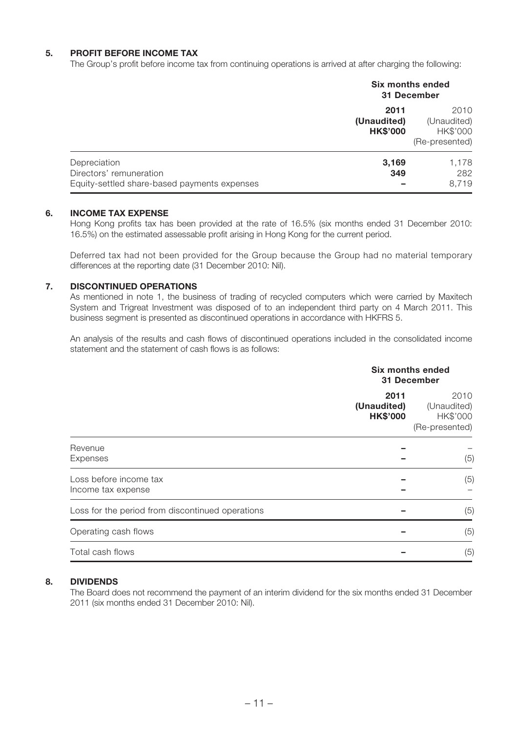### 5. PROFIT BEFORE INCOME TAX

The Group's profit before income tax from continuing operations is arrived at after charging the following:

| | Six months ended 31 December | |
|---|---|---|
| | **2011 (Unaudited) HK$'000** | 2010 (Unaudited) HK$'000 (Re-presented) |
| Depreciation | **3,169** | 1,178 |
| Directors' remuneration | **349** | 282 |
| Equity-settled share-based payments expenses | **–** | 8,719 |

### 6. INCOME TAX EXPENSE

Hong Kong profits tax has been provided at the rate of 16.5% (six months ended 31 December 2010: 16.5%) on the estimated assessable profit arising in Hong Kong for the current period.

Deferred tax had not been provided for the Group because the Group had no material temporary differences at the reporting date (31 December 2010: Nil).

### 7. DISCONTINUED OPERATIONS

As mentioned in note 1, the business of trading of recycled computers which were carried by Maxitech System and Trigreat Investment was disposed of to an independent third party on 4 March 2011. This business segment is presented as discontinued operations in accordance with HKFRS 5.

An analysis of the results and cash flows of discontinued operations included in the consolidated income statement and the statement of cash flows is as follows:

| | Six months ended 31 December | |
|---|---|---|
| | **2011 (Unaudited) HK$'000** | 2010 (Unaudited) HK$'000 (Re-presented) |
| Revenue | **–** | – |
| Expenses | **–** | (5) |
| Loss before income tax | **–** | (5) |
| Income tax expense | **–** | – |
| Loss for the period from discontinued operations | **–** | (5) |
| Operating cash flows | **–** | (5) |
| Total cash flows | **–** | (5) |

### 8. DIVIDENDS

The Board does not recommend the payment of an interim dividend for the six months ended 31 December 2011 (six months ended 31 December 2010: Nil).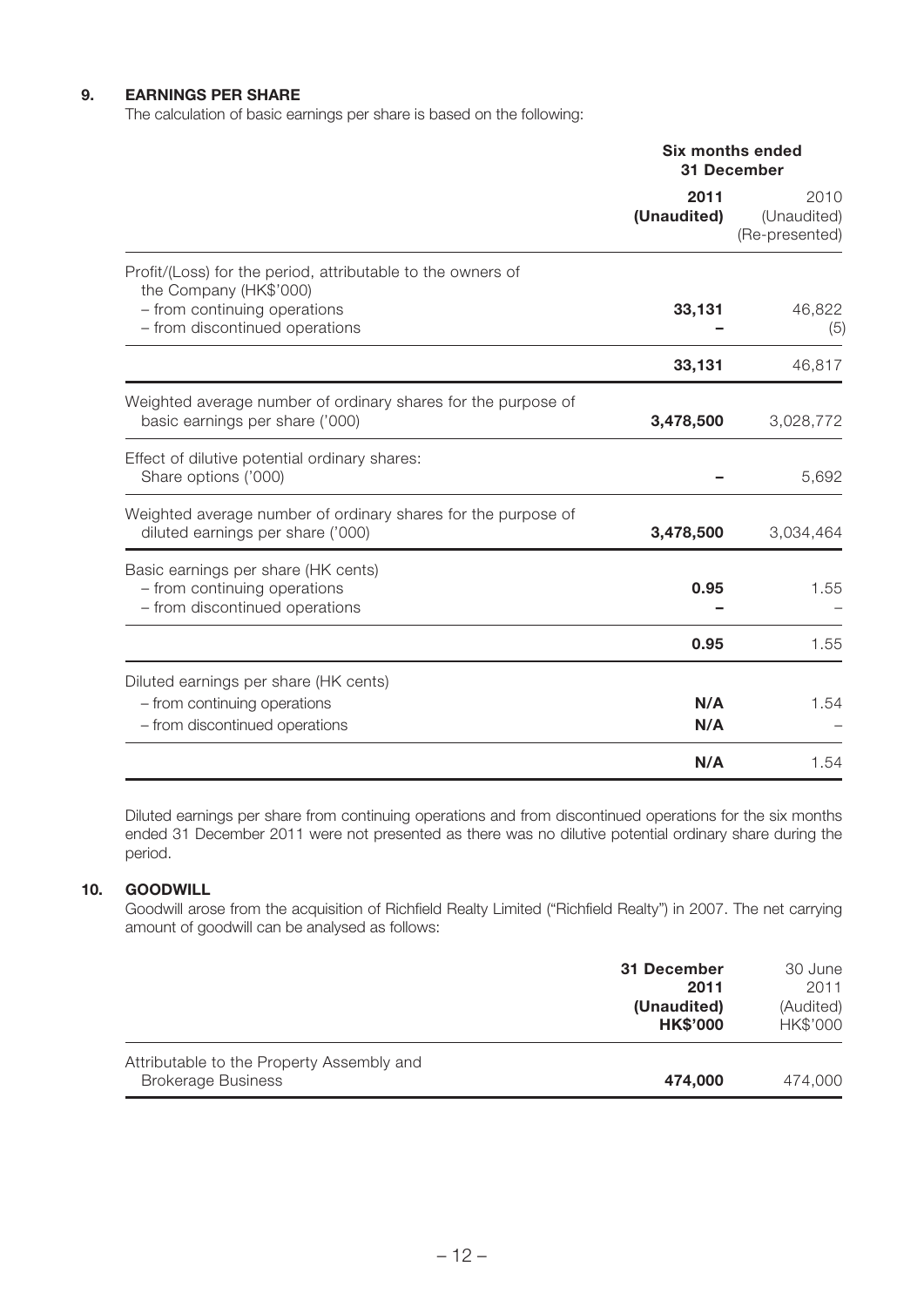## 9. EARNINGS PER SHARE

The calculation of basic earnings per share is based on the following:

| | Six months ended 31 December | |
|---|---|---|
| | **2011 (Unaudited)** | 2010 (Unaudited) (Re-presented) |
| Profit/(Loss) for the period, attributable to the owners of the Company (HK$'000) | | |
| – from continuing operations | **33,131** | 46,822 |
| – from discontinued operations | **–** | (5) |
| | **33,131** | 46,817 |
| Weighted average number of ordinary shares for the purpose of basic earnings per share ('000) | **3,478,500** | 3,028,772 |
| Effect of dilutive potential ordinary shares: Share options ('000) | **–** | 5,692 |
| Weighted average number of ordinary shares for the purpose of diluted earnings per share ('000) | **3,478,500** | 3,034,464 |
| Basic earnings per share (HK cents) | | |
| – from continuing operations | **0.95** | 1.55 |
| – from discontinued operations | **–** | – |
| | **0.95** | 1.55 |
| Diluted earnings per share (HK cents) | | |
| – from continuing operations | **N/A** | 1.54 |
| – from discontinued operations | **N/A** | – |
| | **N/A** | 1.54 |

Diluted earnings per share from continuing operations and from discontinued operations for the six months ended 31 December 2011 were not presented as there was no dilutive potential ordinary share during the period.

## 10. GOODWILL

Goodwill arose from the acquisition of Richfield Realty Limited ("Richfield Realty") in 2007. The net carrying amount of goodwill can be analysed as follows:

| | **31 December 2011 (Unaudited) HK$'000** | 30 June 2011 (Audited) HK$'000 |
|---|---|---|
| Attributable to the Property Assembly and Brokerage Business | **474,000** | 474,000 |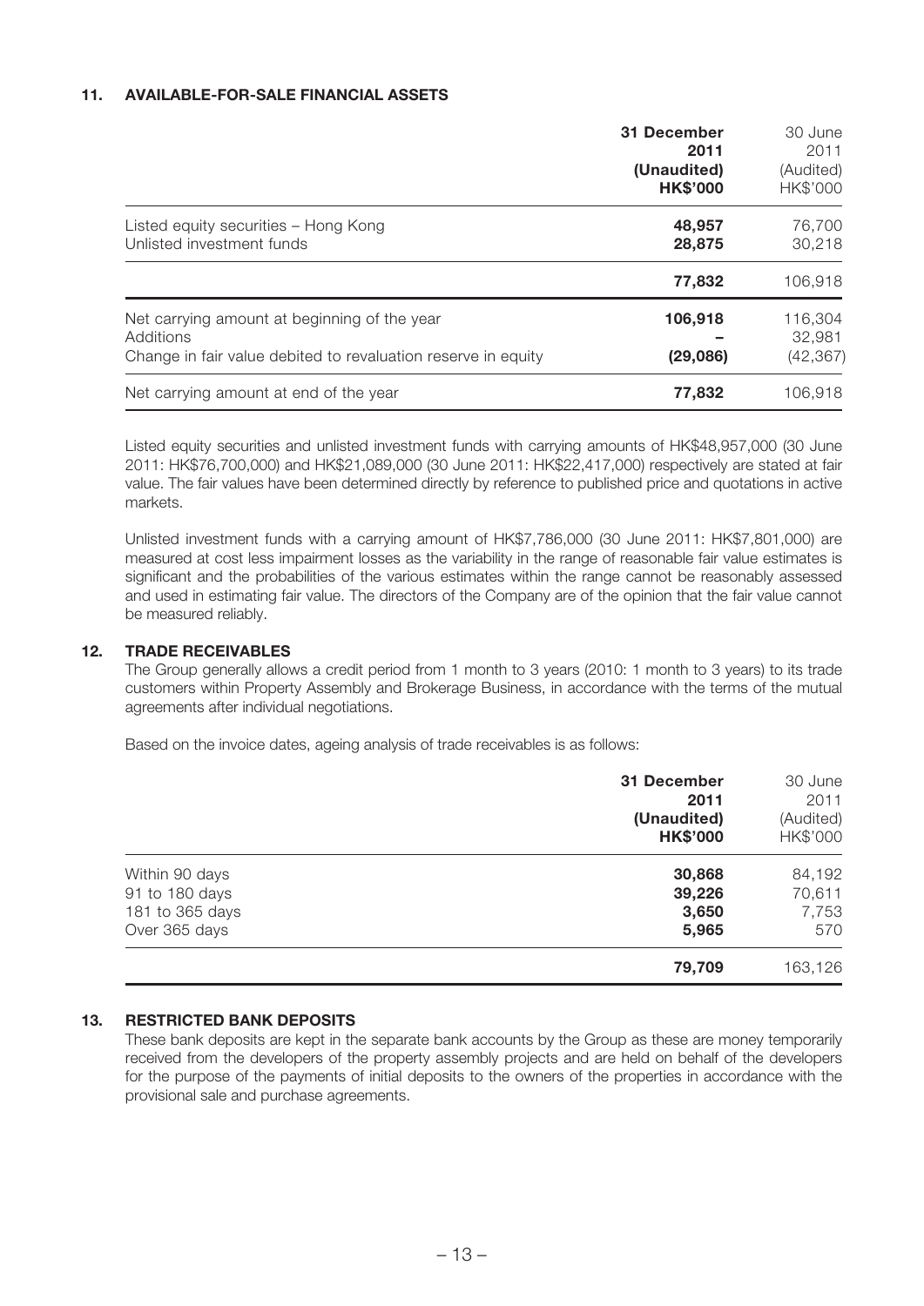## 11. AVAILABLE-FOR-SALE FINANCIAL ASSETS

| | **31 December 2011 (Unaudited) HK$'000** | 30 June 2011 (Audited) HK$'000 |
|---|---|---|
| Listed equity securities – Hong Kong | **48,957** | 76,700 |
| Unlisted investment funds | **28,875** | 30,218 |
| | **77,832** | 106,918 |
| Net carrying amount at beginning of the year | **106,918** | 116,304 |
| Additions | **–** | 32,981 |
| Change in fair value debited to revaluation reserve in equity | **(29,086)** | (42,367) |
| Net carrying amount at end of the year | **77,832** | 106,918 |

Listed equity securities and unlisted investment funds with carrying amounts of HK$48,957,000 (30 June 2011: HK$76,700,000) and HK$21,089,000 (30 June 2011: HK$22,417,000) respectively are stated at fair value. The fair values have been determined directly by reference to published price and quotations in active markets.

Unlisted investment funds with a carrying amount of HK$7,786,000 (30 June 2011: HK$7,801,000) are measured at cost less impairment losses as the variability in the range of reasonable fair value estimates is significant and the probabilities of the various estimates within the range cannot be reasonably assessed and used in estimating fair value. The directors of the Company are of the opinion that the fair value cannot be measured reliably.

## 12. TRADE RECEIVABLES

The Group generally allows a credit period from 1 month to 3 years (2010: 1 month to 3 years) to its trade customers within Property Assembly and Brokerage Business, in accordance with the terms of the mutual agreements after individual negotiations.

Based on the invoice dates, ageing analysis of trade receivables is as follows:

| | **31 December 2011 (Unaudited) HK$'000** | 30 June 2011 (Audited) HK$'000 |
|---|---|---|
| Within 90 days | **30,868** | 84,192 |
| 91 to 180 days | **39,226** | 70,611 |
| 181 to 365 days | **3,650** | 7,753 |
| Over 365 days | **5,965** | 570 |
| | **79,709** | 163,126 |

## 13. RESTRICTED BANK DEPOSITS

These bank deposits are kept in the separate bank accounts by the Group as these are money temporarily received from the developers of the property assembly projects and are held on behalf of the developers for the purpose of the payments of initial deposits to the owners of the properties in accordance with the provisional sale and purchase agreements.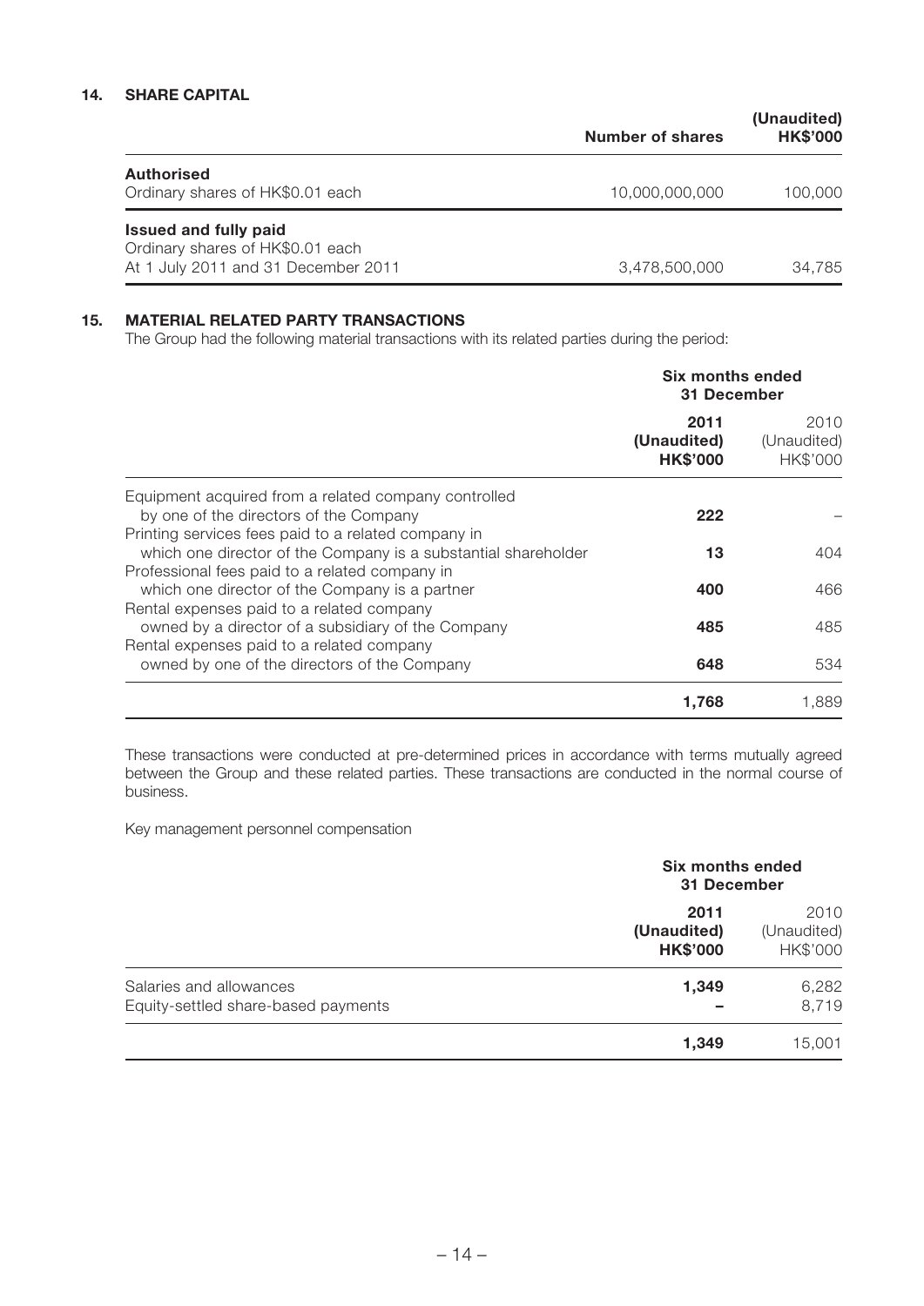## 14. SHARE CAPITAL

| | Number of shares | (Unaudited) HK$'000 |
|---|---|---|
| **Authorised** | | |
| Ordinary shares of HK$0.01 each | 10,000,000,000 | 100,000 |
| **Issued and fully paid** | | |
| Ordinary shares of HK$0.01 each | | |
| At 1 July 2011 and 31 December 2011 | 3,478,500,000 | 34,785 |

## 15. MATERIAL RELATED PARTY TRANSACTIONS

The Group had the following material transactions with its related parties during the period:

| | Six months ended 31 December | |
|---|---|---|
| | **2011 (Unaudited) HK$'000** | 2010 (Unaudited) HK$'000 |
| Equipment acquired from a related company controlled by one of the directors of the Company | **222** | – |
| Printing services fees paid to a related company in which one director of the Company is a substantial shareholder | **13** | 404 |
| Professional fees paid to a related company in which one director of the Company is a partner | **400** | 466 |
| Rental expenses paid to a related company owned by a director of a subsidiary of the Company | **485** | 485 |
| Rental expenses paid to a related company owned by one of the directors of the Company | **648** | 534 |
| | **1,768** | 1,889 |

These transactions were conducted at pre-determined prices in accordance with terms mutually agreed between the Group and these related parties. These transactions are conducted in the normal course of business.

Key management personnel compensation

| | Six months ended 31 December | |
|---|---|---|
| | **2011 (Unaudited) HK$'000** | 2010 (Unaudited) HK$'000 |
| Salaries and allowances | **1,349** | 6,282 |
| Equity-settled share-based payments | **–** | 8,719 |
| | **1,349** | 15,001 |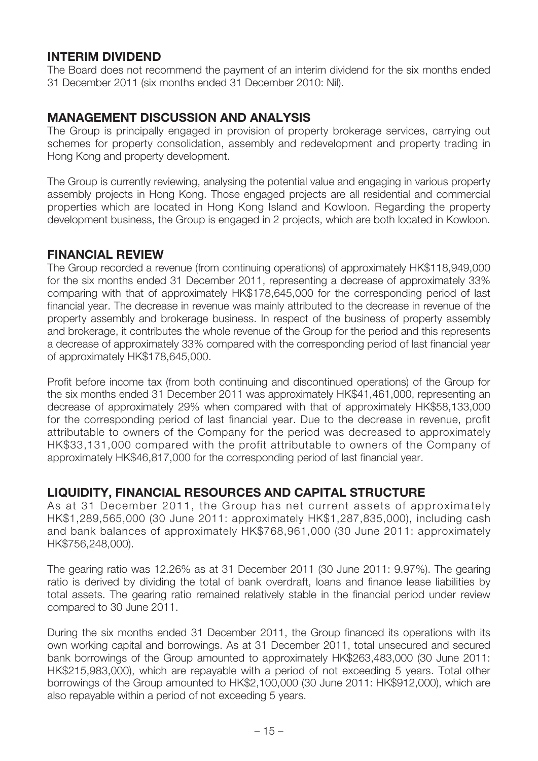## INTERIM DIVIDEND

The Board does not recommend the payment of an interim dividend for the six months ended 31 December 2011 (six months ended 31 December 2010: Nil).

## MANAGEMENT DISCUSSION AND ANALYSIS

The Group is principally engaged in provision of property brokerage services, carrying out schemes for property consolidation, assembly and redevelopment and property trading in Hong Kong and property development.

The Group is currently reviewing, analysing the potential value and engaging in various property assembly projects in Hong Kong. Those engaged projects are all residential and commercial properties which are located in Hong Kong Island and Kowloon. Regarding the property development business, the Group is engaged in 2 projects, which are both located in Kowloon.

## FINANCIAL REVIEW

The Group recorded a revenue (from continuing operations) of approximately HK$118,949,000 for the six months ended 31 December 2011, representing a decrease of approximately 33% comparing with that of approximately HK$178,645,000 for the corresponding period of last financial year. The decrease in revenue was mainly attributed to the decrease in revenue of the property assembly and brokerage business. In respect of the business of property assembly and brokerage, it contributes the whole revenue of the Group for the period and this represents a decrease of approximately 33% compared with the corresponding period of last financial year of approximately HK$178,645,000.

Profit before income tax (from both continuing and discontinued operations) of the Group for the six months ended 31 December 2011 was approximately HK$41,461,000, representing an decrease of approximately 29% when compared with that of approximately HK$58,133,000 for the corresponding period of last financial year. Due to the decrease in revenue, profit attributable to owners of the Company for the period was decreased to approximately HK$33,131,000 compared with the profit attributable to owners of the Company of approximately HK$46,817,000 for the corresponding period of last financial year.

## LIQUIDITY, FINANCIAL RESOURCES AND CAPITAL STRUCTURE

As at 31 December 2011, the Group has net current assets of approximately HK$1,289,565,000 (30 June 2011: approximately HK$1,287,835,000), including cash and bank balances of approximately HK$768,961,000 (30 June 2011: approximately HK$756,248,000).

The gearing ratio was 12.26% as at 31 December 2011 (30 June 2011: 9.97%). The gearing ratio is derived by dividing the total of bank overdraft, loans and finance lease liabilities by total assets. The gearing ratio remained relatively stable in the financial period under review compared to 30 June 2011.

During the six months ended 31 December 2011, the Group financed its operations with its own working capital and borrowings. As at 31 December 2011, total unsecured and secured bank borrowings of the Group amounted to approximately HK$263,483,000 (30 June 2011: HK$215,983,000), which are repayable with a period of not exceeding 5 years. Total other borrowings of the Group amounted to HK$2,100,000 (30 June 2011: HK$912,000), which are also repayable within a period of not exceeding 5 years.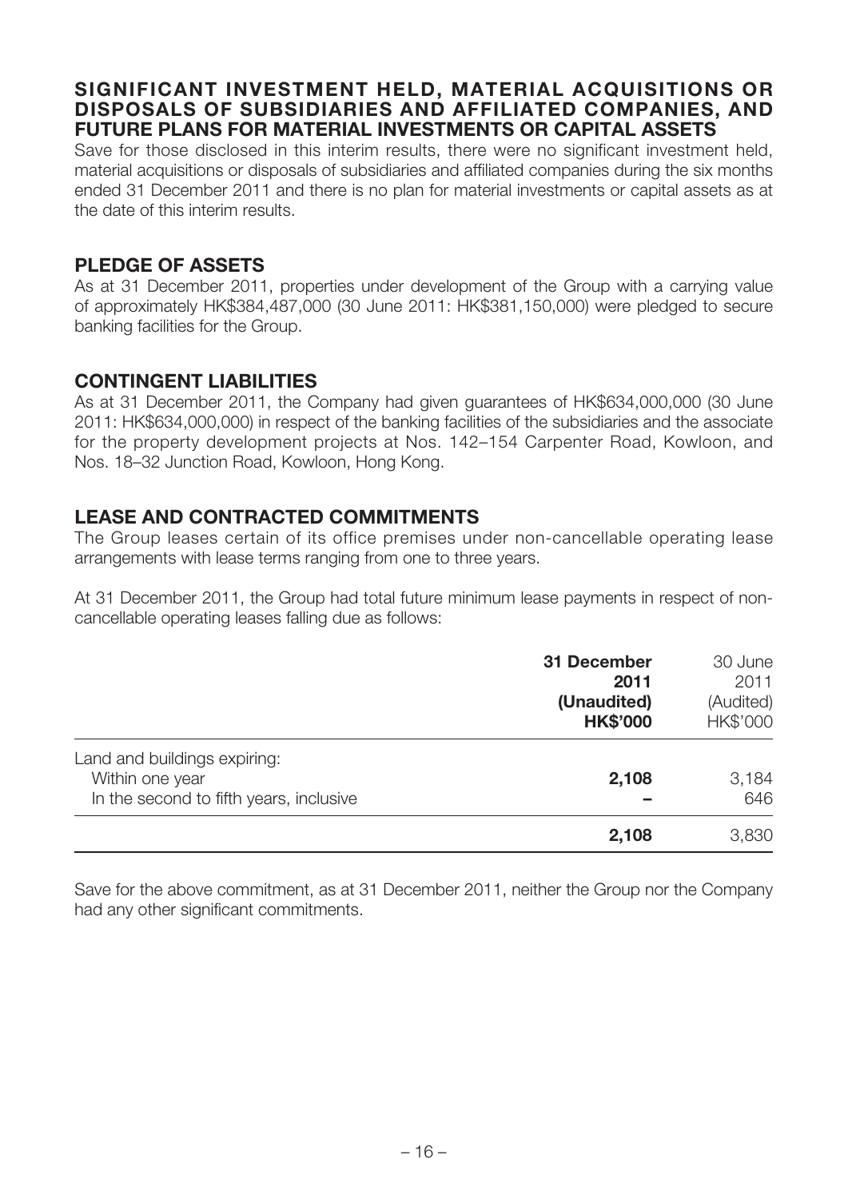## SIGNIFICANT INVESTMENT HELD, MATERIAL ACQUISITIONS OR DISPOSALS OF SUBSIDIARIES AND AFFILIATED COMPANIES, AND FUTURE PLANS FOR MATERIAL INVESTMENTS OR CAPITAL ASSETS

Save for those disclosed in this interim results, there were no significant investment held, material acquisitions or disposals of subsidiaries and affiliated companies during the six months ended 31 December 2011 and there is no plan for material investments or capital assets as at the date of this interim results.

## PLEDGE OF ASSETS

As at 31 December 2011, properties under development of the Group with a carrying value of approximately HK$384,487,000 (30 June 2011: HK$381,150,000) were pledged to secure banking facilities for the Group.

## CONTINGENT LIABILITIES

As at 31 December 2011, the Company had given guarantees of HK$634,000,000 (30 June 2011: HK$634,000,000) in respect of the banking facilities of the subsidiaries and the associate for the property development projects at Nos. 142–154 Carpenter Road, Kowloon, and Nos. 18–32 Junction Road, Kowloon, Hong Kong.

## LEASE AND CONTRACTED COMMITMENTS

The Group leases certain of its office premises under non-cancellable operating lease arrangements with lease terms ranging from one to three years.

At 31 December 2011, the Group had total future minimum lease payments in respect of non-cancellable operating leases falling due as follows:

| | **31 December 2011 (Unaudited) HK$'000** | 30 June 2011 (Audited) HK$'000 |
|---|---|---|
| Land and buildings expiring: | | |
| Within one year | **2,108** | 3,184 |
| In the second to fifth years, inclusive | **–** | 646 |
| | **2,108** | 3,830 |

Save for the above commitment, as at 31 December 2011, neither the Group nor the Company had any other significant commitments.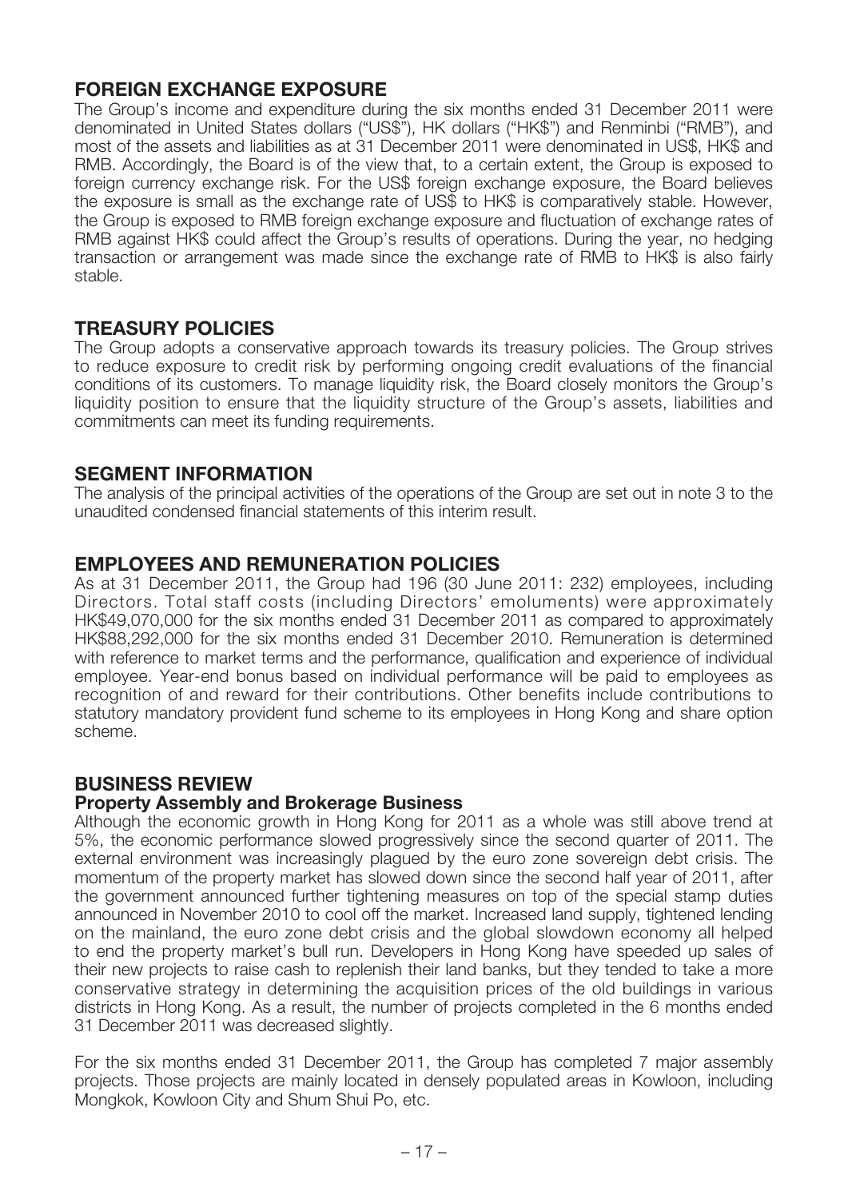## FOREIGN EXCHANGE EXPOSURE

The Group's income and expenditure during the six months ended 31 December 2011 were denominated in United States dollars ("US$"), HK dollars ("HK$") and Renminbi ("RMB"), and most of the assets and liabilities as at 31 December 2011 were denominated in US$, HK$ and RMB. Accordingly, the Board is of the view that, to a certain extent, the Group is exposed to foreign currency exchange risk. For the US$ foreign exchange exposure, the Board believes the exposure is small as the exchange rate of US$ to HK$ is comparatively stable. However, the Group is exposed to RMB foreign exchange exposure and fluctuation of exchange rates of RMB against HK$ could affect the Group's results of operations. During the year, no hedging transaction or arrangement was made since the exchange rate of RMB to HK$ is also fairly stable.

## TREASURY POLICIES

The Group adopts a conservative approach towards its treasury policies. The Group strives to reduce exposure to credit risk by performing ongoing credit evaluations of the financial conditions of its customers. To manage liquidity risk, the Board closely monitors the Group's liquidity position to ensure that the liquidity structure of the Group's assets, liabilities and commitments can meet its funding requirements.

## SEGMENT INFORMATION

The analysis of the principal activities of the operations of the Group are set out in note 3 to the unaudited condensed financial statements of this interim result.

## EMPLOYEES AND REMUNERATION POLICIES

As at 31 December 2011, the Group had 196 (30 June 2011: 232) employees, including Directors. Total staff costs (including Directors' emoluments) were approximately HK$49,070,000 for the six months ended 31 December 2011 as compared to approximately HK$88,292,000 for the six months ended 31 December 2010. Remuneration is determined with reference to market terms and the performance, qualification and experience of individual employee. Year-end bonus based on individual performance will be paid to employees as recognition of and reward for their contributions. Other benefits include contributions to statutory mandatory provident fund scheme to its employees in Hong Kong and share option scheme.

## BUSINESS REVIEW

### Property Assembly and Brokerage Business

Although the economic growth in Hong Kong for 2011 as a whole was still above trend at 5%, the economic performance slowed progressively since the second quarter of 2011. The external environment was increasingly plagued by the euro zone sovereign debt crisis. The momentum of the property market has slowed down since the second half year of 2011, after the government announced further tightening measures on top of the special stamp duties announced in November 2010 to cool off the market. Increased land supply, tightened lending on the mainland, the euro zone debt crisis and the global slowdown economy all helped to end the property market's bull run. Developers in Hong Kong have speeded up sales of their new projects to raise cash to replenish their land banks, but they tended to take a more conservative strategy in determining the acquisition prices of the old buildings in various districts in Hong Kong. As a result, the number of projects completed in the 6 months ended 31 December 2011 was decreased slightly.

For the six months ended 31 December 2011, the Group has completed 7 major assembly projects. Those projects are mainly located in densely populated areas in Kowloon, including Mongkok, Kowloon City and Shum Shui Po, etc.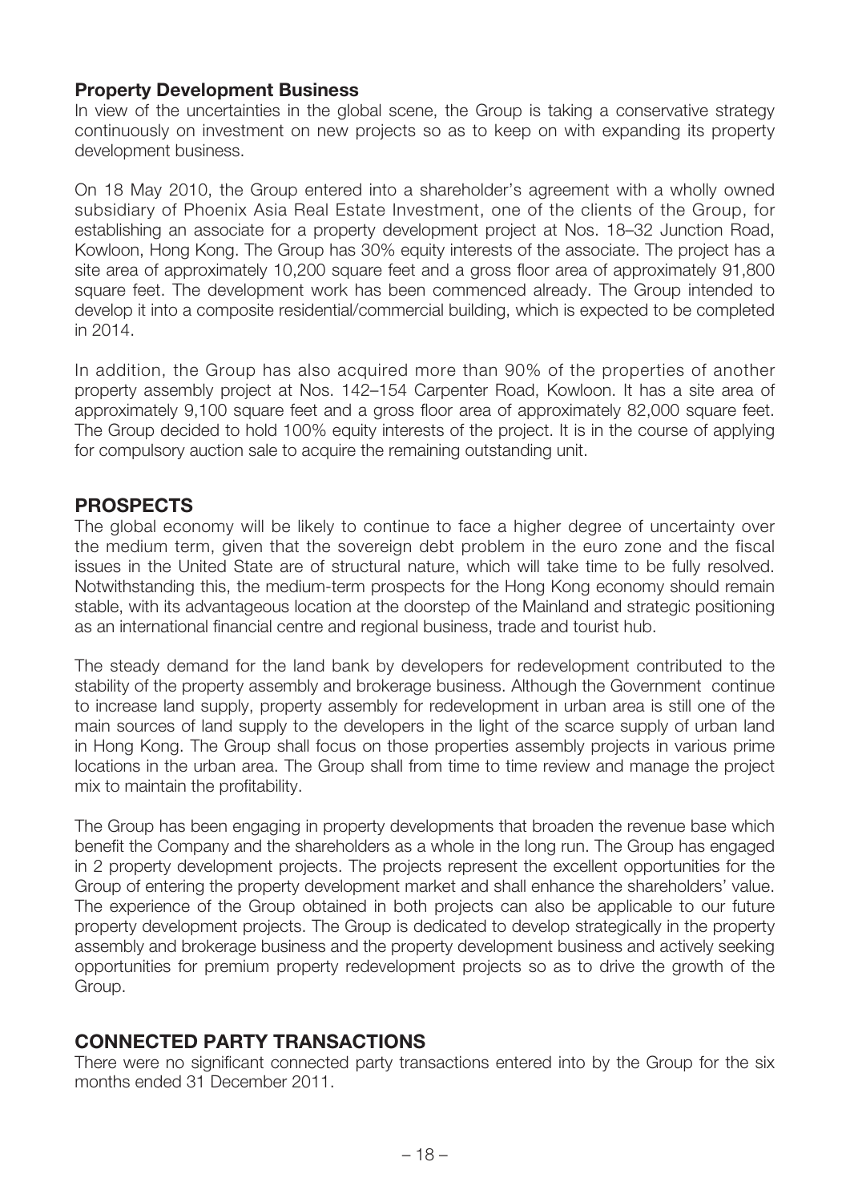### Property Development Business

In view of the uncertainties in the global scene, the Group is taking a conservative strategy continuously on investment on new projects so as to keep on with expanding its property development business.

On 18 May 2010, the Group entered into a shareholder's agreement with a wholly owned subsidiary of Phoenix Asia Real Estate Investment, one of the clients of the Group, for establishing an associate for a property development project at Nos. 18–32 Junction Road, Kowloon, Hong Kong. The Group has 30% equity interests of the associate. The project has a site area of approximately 10,200 square feet and a gross floor area of approximately 91,800 square feet. The development work has been commenced already. The Group intended to develop it into a composite residential/commercial building, which is expected to be completed in 2014.

In addition, the Group has also acquired more than 90% of the properties of another property assembly project at Nos. 142–154 Carpenter Road, Kowloon. It has a site area of approximately 9,100 square feet and a gross floor area of approximately 82,000 square feet. The Group decided to hold 100% equity interests of the project. It is in the course of applying for compulsory auction sale to acquire the remaining outstanding unit.

## PROSPECTS

The global economy will be likely to continue to face a higher degree of uncertainty over the medium term, given that the sovereign debt problem in the euro zone and the fiscal issues in the United State are of structural nature, which will take time to be fully resolved. Notwithstanding this, the medium-term prospects for the Hong Kong economy should remain stable, with its advantageous location at the doorstep of the Mainland and strategic positioning as an international financial centre and regional business, trade and tourist hub.

The steady demand for the land bank by developers for redevelopment contributed to the stability of the property assembly and brokerage business. Although the Government continue to increase land supply, property assembly for redevelopment in urban area is still one of the main sources of land supply to the developers in the light of the scarce supply of urban land in Hong Kong. The Group shall focus on those properties assembly projects in various prime locations in the urban area. The Group shall from time to time review and manage the project mix to maintain the profitability.

The Group has been engaging in property developments that broaden the revenue base which benefit the Company and the shareholders as a whole in the long run. The Group has engaged in 2 property development projects. The projects represent the excellent opportunities for the Group of entering the property development market and shall enhance the shareholders' value. The experience of the Group obtained in both projects can also be applicable to our future property development projects. The Group is dedicated to develop strategically in the property assembly and brokerage business and the property development business and actively seeking opportunities for premium property redevelopment projects so as to drive the growth of the Group.

## CONNECTED PARTY TRANSACTIONS

There were no significant connected party transactions entered into by the Group for the six months ended 31 December 2011.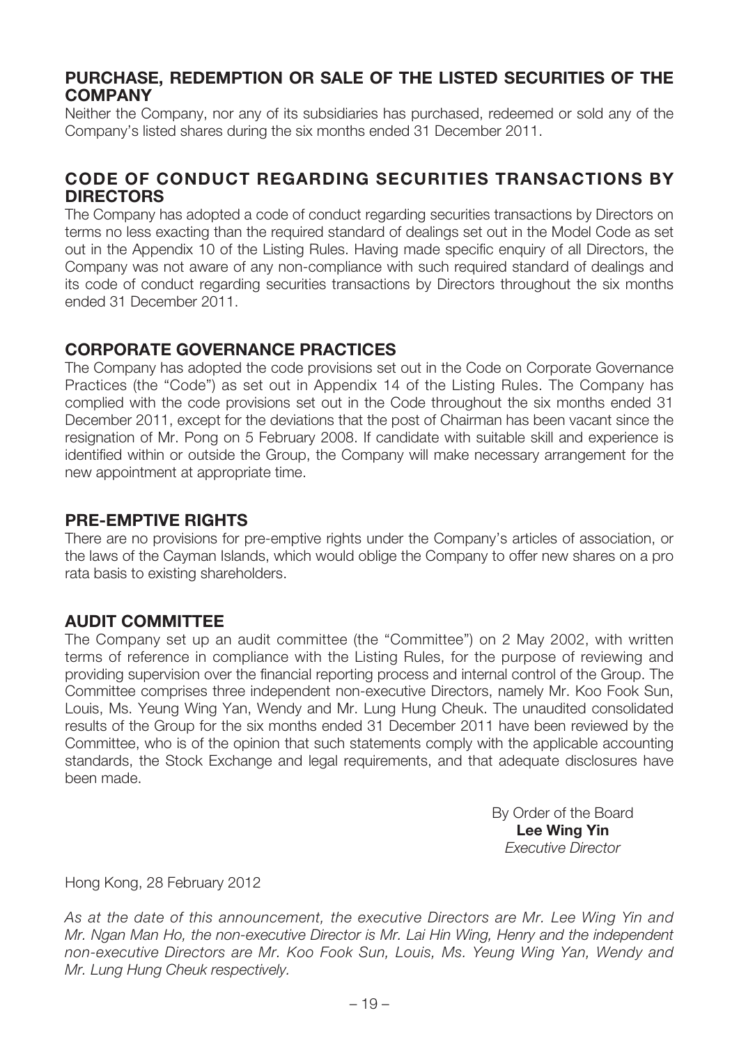## PURCHASE, REDEMPTION OR SALE OF THE LISTED SECURITIES OF THE COMPANY

Neither the Company, nor any of its subsidiaries has purchased, redeemed or sold any of the Company's listed shares during the six months ended 31 December 2011.

## CODE OF CONDUCT REGARDING SECURITIES TRANSACTIONS BY DIRECTORS

The Company has adopted a code of conduct regarding securities transactions by Directors on terms no less exacting than the required standard of dealings set out in the Model Code as set out in the Appendix 10 of the Listing Rules. Having made specific enquiry of all Directors, the Company was not aware of any non-compliance with such required standard of dealings and its code of conduct regarding securities transactions by Directors throughout the six months ended 31 December 2011.

## CORPORATE GOVERNANCE PRACTICES

The Company has adopted the code provisions set out in the Code on Corporate Governance Practices (the "Code") as set out in Appendix 14 of the Listing Rules. The Company has complied with the code provisions set out in the Code throughout the six months ended 31 December 2011, except for the deviations that the post of Chairman has been vacant since the resignation of Mr. Pong on 5 February 2008. If candidate with suitable skill and experience is identified within or outside the Group, the Company will make necessary arrangement for the new appointment at appropriate time.

## PRE-EMPTIVE RIGHTS

There are no provisions for pre-emptive rights under the Company's articles of association, or the laws of the Cayman Islands, which would oblige the Company to offer new shares on a pro rata basis to existing shareholders.

## AUDIT COMMITTEE

The Company set up an audit committee (the "Committee") on 2 May 2002, with written terms of reference in compliance with the Listing Rules, for the purpose of reviewing and providing supervision over the financial reporting process and internal control of the Group. The Committee comprises three independent non-executive Directors, namely Mr. Koo Fook Sun, Louis, Ms. Yeung Wing Yan, Wendy and Mr. Lung Hung Cheuk. The unaudited consolidated results of the Group for the six months ended 31 December 2011 have been reviewed by the Committee, who is of the opinion that such statements comply with the applicable accounting standards, the Stock Exchange and legal requirements, and that adequate disclosures have been made.

By Order of the Board
**Lee Wing Yin**
*Executive Director*

Hong Kong, 28 February 2012

*As at the date of this announcement, the executive Directors are Mr. Lee Wing Yin and Mr. Ngan Man Ho, the non-executive Director is Mr. Lai Hin Wing, Henry and the independent non-executive Directors are Mr. Koo Fook Sun, Louis, Ms. Yeung Wing Yan, Wendy and Mr. Lung Hung Cheuk respectively.*